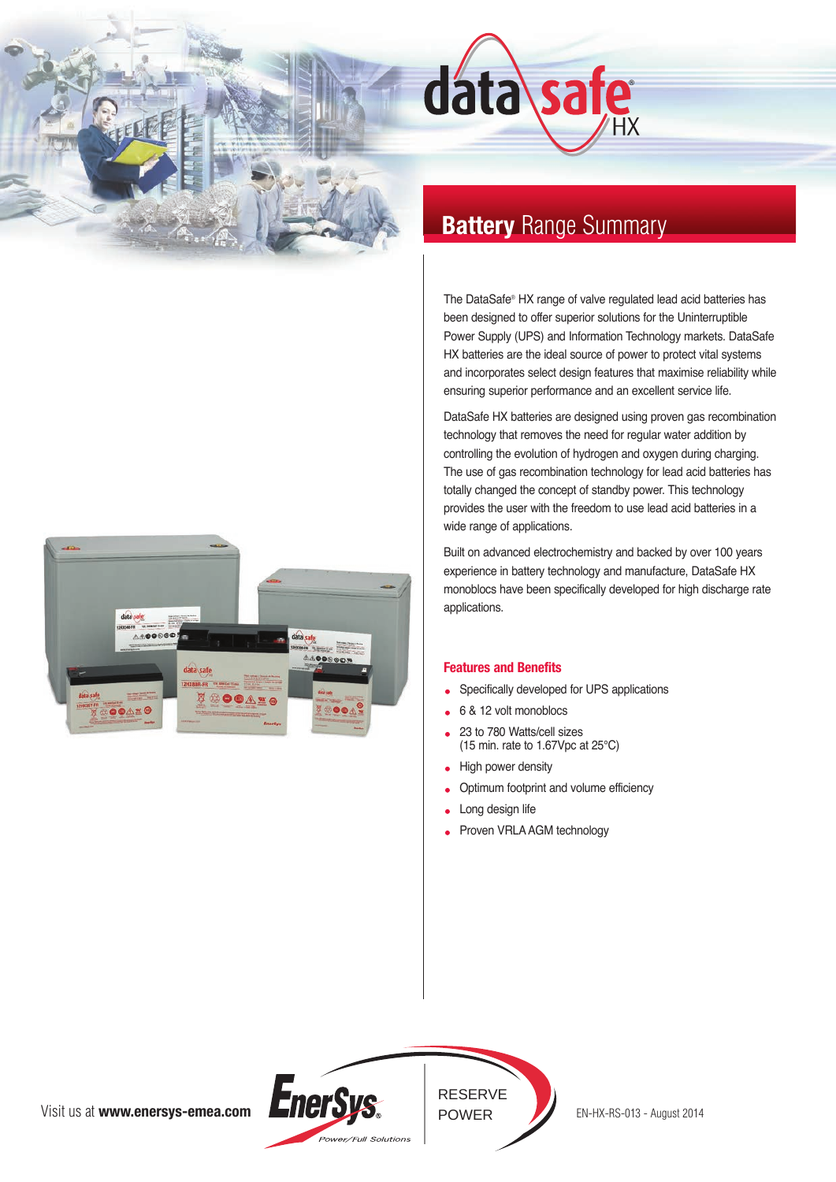# DataSafe HX

## Battery Range Summary

The DataSafe® HX range of valve regulated lead acid batteries has been designed to offer superior solutions for the Uninterruptible Power Supply (UPS) and Information Technology markets. DataSafe HX batteries are the ideal source of power to protect vital systems and incorporates select design features that maximise reliability while ensuring superior performance and an excellent service life.

DataSafe HX batteries are designed using proven gas recombination technology that removes the need for regular water addition by controlling the evolution of hydrogen and oxygen during charging. The use of gas recombination technology for lead acid batteries has totally changed the concept of standby power. This technology provides the user with the freedom to use lead acid batteries in a wide range of applications.

Built on advanced electrochemistry and backed by over 100 years experience in battery technology and manufacture, DataSafe HX monoblocs have been specifically developed for high discharge rate applications.

### Features and Benefits

- Specifically developed for UPS applications
- 6 & 12 volt monoblocs
- 23 to 780 Watts/cell sizes (15 min. rate to 1.67Vpc at 25°C)
- High power density
- Optimum footprint and volume efficiency
- Long design life
- Proven VRLA AGM technology

Visit us at **www.enersys-emea.com**

EnerSys® Power/Full Solutions

RESERVE POWER

EN-HX-RS-013 - August 2014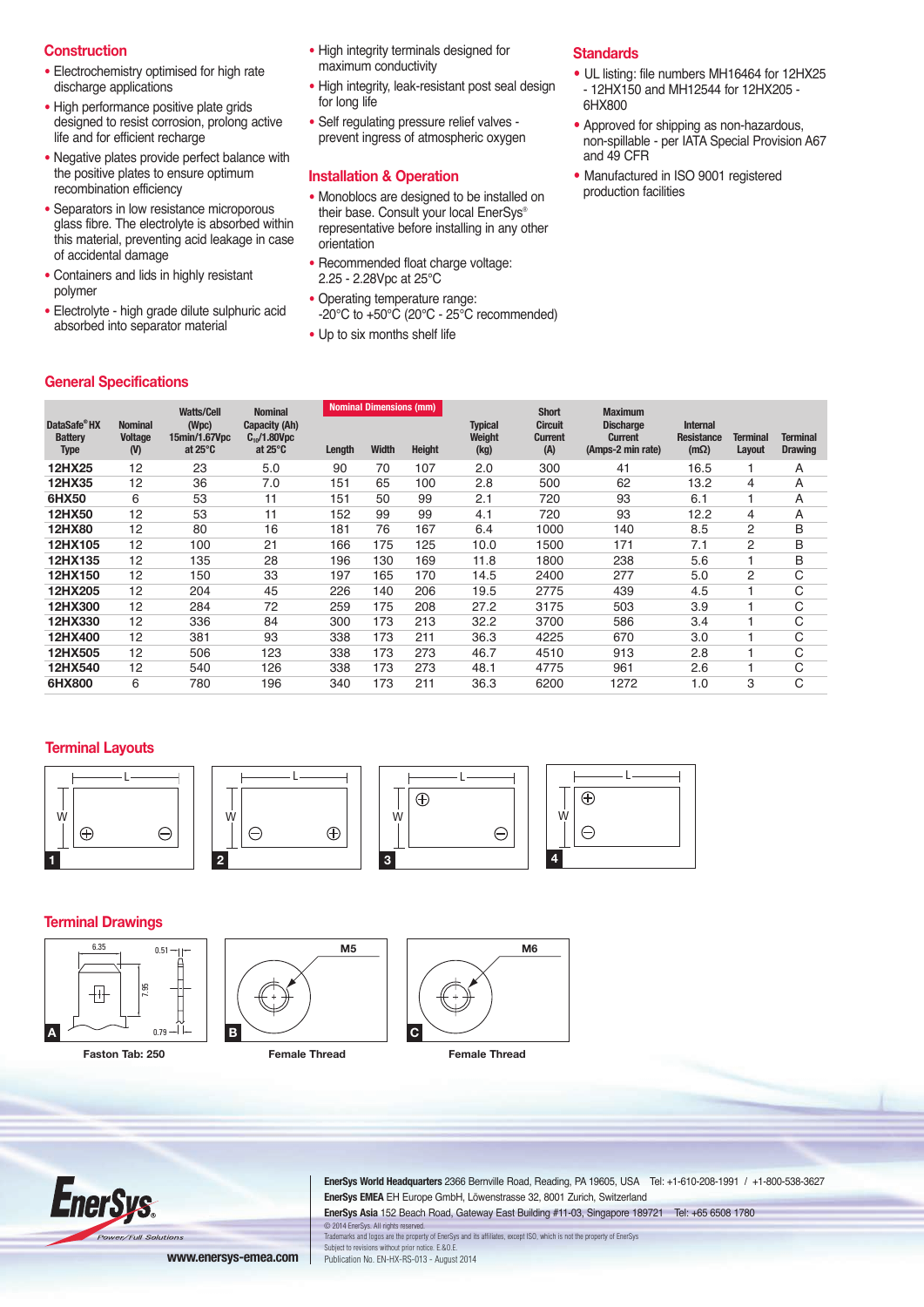## Construction

- Electrochemistry optimised for high rate discharge applications
- High performance positive plate grids designed to resist corrosion, prolong active life and for efficient recharge
- Negative plates provide perfect balance with the positive plates to ensure optimum recombination efficiency
- Separators in low resistance microporous glass fibre. The electrolyte is absorbed within this material, preventing acid leakage in case of accidental damage
- Containers and lids in highly resistant polymer
- Electrolyte - high grade dilute sulphuric acid absorbed into separator material
- High integrity terminals designed for maximum conductivity
- High integrity, leak-resistant post seal design for long life
- Self regulating pressure relief valves - prevent ingress of atmospheric oxygen

## Installation & Operation

- Monoblocs are designed to be installed on their base. Consult your local EnerSys® representative before installing in any other orientation
- Recommended float charge voltage: 2.25 - 2.28Vpc at 25°C
- Operating temperature range: -20°C to +50°C (20°C - 25°C recommended)
- Up to six months shelf life

## Standards

- UL listing: file numbers MH16464 for 12HX25 - 12HX150 and MH12544 for 12HX205 - 6HX800
- Approved for shipping as non-hazardous, non-spillable - per IATA Special Provision A67 and 49 CFR
- Manufactured in ISO 9001 registered production facilities

## General Specifications

| DataSafe® HX Battery Type | Nominal Voltage (V) | Watts/Cell (Wpc) 15min/1.67Vpc at 25°C | Nominal Capacity (Ah) $C_{10}$/1.80Vpc at 25°C | Nominal Dimensions (mm) Length | Width | Height | Typical Weight (kg) | Short Circuit Current (A) | Maximum Discharge Current (Amps-2 min rate) | Internal Resistance (mΩ) | Terminal Layout | Terminal Drawing |
|---|---|---|---|---|---|---|---|---|---|---|---|---|
| **12HX25** | 12 | 23 | 5.0 | 90 | 70 | 107 | 2.0 | 300 | 41 | 16.5 | 1 | A |
| **12HX35** | 12 | 36 | 7.0 | 151 | 65 | 100 | 2.8 | 500 | 62 | 13.2 | 4 | A |
| **6HX50** | 6 | 53 | 11 | 151 | 50 | 99 | 2.1 | 720 | 93 | 6.1 | 1 | A |
| **12HX50** | 12 | 53 | 11 | 152 | 99 | 99 | 4.1 | 720 | 93 | 12.2 | 4 | A |
| **12HX80** | 12 | 80 | 16 | 181 | 76 | 167 | 6.4 | 1000 | 140 | 8.5 | 2 | B |
| **12HX105** | 12 | 100 | 21 | 166 | 175 | 125 | 10.0 | 1500 | 171 | 7.1 | 2 | B |
| **12HX135** | 12 | 135 | 28 | 196 | 130 | 169 | 11.8 | 1800 | 238 | 5.6 | 1 | B |
| **12HX150** | 12 | 150 | 33 | 197 | 165 | 170 | 14.5 | 2400 | 277 | 5.0 | 2 | C |
| **12HX205** | 12 | 204 | 45 | 226 | 140 | 206 | 19.5 | 2775 | 439 | 4.5 | 1 | C |
| **12HX300** | 12 | 284 | 72 | 259 | 175 | 208 | 27.2 | 3175 | 503 | 3.9 | 1 | C |
| **12HX330** | 12 | 336 | 84 | 300 | 173 | 213 | 32.2 | 3700 | 586 | 3.4 | 1 | C |
| **12HX400** | 12 | 381 | 93 | 338 | 173 | 211 | 36.3 | 4225 | 670 | 3.0 | 1 | C |
| **12HX505** | 12 | 506 | 123 | 338 | 173 | 273 | 46.7 | 4510 | 913 | 2.8 | 1 | C |
| **12HX540** | 12 | 540 | 126 | 338 | 173 | 273 | 48.1 | 4775 | 961 | 2.6 | 1 | C |
| **6HX800** | 6 | 780 | 196 | 340 | 173 | 211 | 36.3 | 6200 | 1272 | 1.0 | 3 | C |

## Terminal Layouts

1 2 3 4

## Terminal Drawings

A — Faston Tab: 250 (6.35, 0.51, 7.95, 0.79)

B — M5 — Female Thread

C — M6 — Female Thread

**EnerSys World Headquarters** 2366 Bernville Road, Reading, PA 19605, USA Tel: +1-610-208-1991 / +1-800-538-3627

**EnerSys EMEA** EH Europe GmbH, Löwenstrasse 32, 8001 Zurich, Switzerland

**EnerSys Asia** 152 Beach Road, Gateway East Building #11-03, Singapore 189721 Tel: +65 6508 1780

© 2014 EnerSys. All rights reserved.
Trademarks and logos are the property of EnerSys and its affiliates, except ISO, which is not the property of EnerSys
Subject to revisions without prior notice. E.&O.E.
Publication No. EN-HX-RS-013 - August 2014

EnerSys® Power/Full Solutions

www.enersys-emea.com